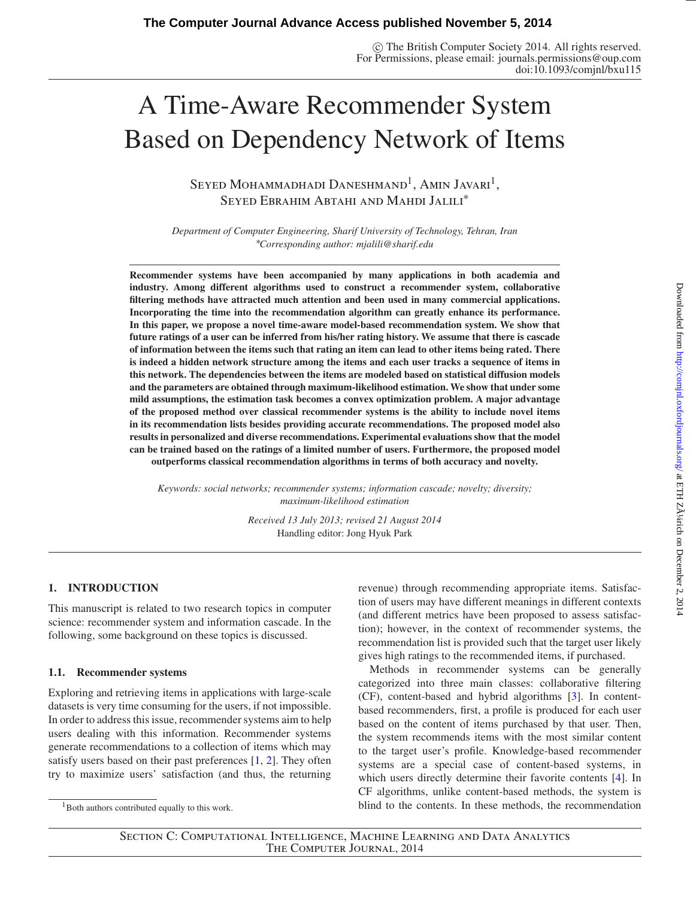# A Time-Aware Recommender System Based on Dependency Network of Items

Seyed Mohammadhadi Daneshmand[1], Amin Javari[1], Seyed Ebrahim Abtahi and Mahdi Jalili*

*Department of Computer Engineering, Sharif University of Technology, Tehran, Iran*
*\*Corresponding author: mjalili@sharif.edu*

**Recommender systems have been accompanied by many applications in both academia and industry. Among different algorithms used to construct a recommender system, collaborative filtering methods have attracted much attention and been used in many commercial applications. Incorporating the time into the recommendation algorithm can greatly enhance its performance. In this paper, we propose a novel time-aware model-based recommendation system. We show that future ratings of a user can be inferred from his/her rating history. We assume that there is cascade of information between the items such that rating an item can lead to other items being rated. There is indeed a hidden network structure among the items and each user tracks a sequence of items in this network. The dependencies between the items are modeled based on statistical diffusion models and the parameters are obtained through maximum-likelihood estimation. We show that under some mild assumptions, the estimation task becomes a convex optimization problem. A major advantage of the proposed method over classical recommender systems is the ability to include novel items in its recommendation lists besides providing accurate recommendations. The proposed model also results in personalized and diverse recommendations. Experimental evaluations show that the model can be trained based on the ratings of a limited number of users. Furthermore, the proposed model outperforms classical recommendation algorithms in terms of both accuracy and novelty.**

*Keywords: social networks; recommender systems; information cascade; novelty; diversity; maximum-likelihood estimation*

*Received 13 July 2013; revised 21 August 2014*
Handling editor: Jong Hyuk Park

## 1. INTRODUCTION

This manuscript is related to two research topics in computer science: recommender system and information cascade. In the following, some background on these topics is discussed.

### 1.1. Recommender systems

Exploring and retrieving items in applications with large-scale datasets is very time consuming for the users, if not impossible. In order to address this issue, recommender systems aim to help users dealing with this information. Recommender systems generate recommendations to a collection of items which may satisfy users based on their past preferences [1, 2]. They often try to maximize users' satisfaction (and thus, the returning revenue) through recommending appropriate items. Satisfaction of users may have different meanings in different contexts (and different metrics have been proposed to assess satisfaction); however, in the context of recommender systems, the recommendation list is provided such that the target user likely gives high ratings to the recommended items, if purchased.

Methods in recommender systems can be generally categorized into three main classes: collaborative filtering (CF), content-based and hybrid algorithms [3]. In content-based recommenders, first, a profile is produced for each user based on the content of items purchased by that user. Then, the system recommends items with the most similar content to the target user's profile. Knowledge-based recommender systems are a special case of content-based systems, in which users directly determine their favorite contents [4]. In CF algorithms, unlike content-based methods, the system is blind to the contents. In these methods, the recommendation

[1] Both authors contributed equally to this work.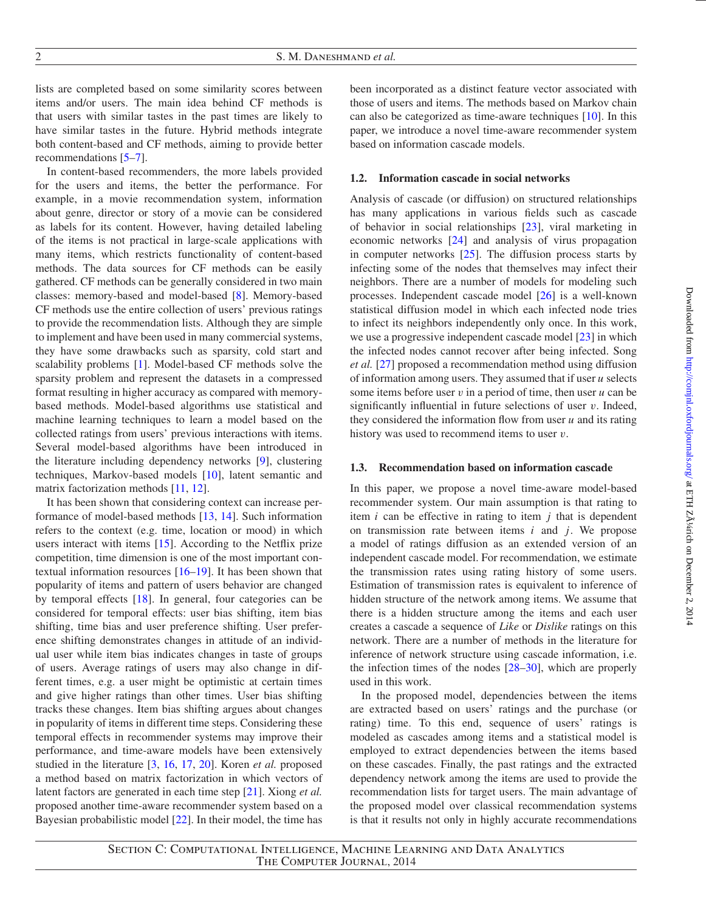lists are completed based on some similarity scores between items and/or users. The main idea behind CF methods is that users with similar tastes in the past times are likely to have similar tastes in the future. Hybrid methods integrate both content-based and CF methods, aiming to provide better recommendations [5–7].

In content-based recommenders, the more labels provided for the users and items, the better the performance. For example, in a movie recommendation system, information about genre, director or story of a movie can be considered as labels for its content. However, having detailed labeling of the items is not practical in large-scale applications with many items, which restricts functionality of content-based methods. The data sources for CF methods can be easily gathered. CF methods can be generally considered in two main classes: memory-based and model-based [8]. Memory-based CF methods use the entire collection of users' previous ratings to provide the recommendation lists. Although they are simple to implement and have been used in many commercial systems, they have some drawbacks such as sparsity, cold start and scalability problems [1]. Model-based CF methods solve the sparsity problem and represent the datasets in a compressed format resulting in higher accuracy as compared with memory-based methods. Model-based algorithms use statistical and machine learning techniques to learn a model based on the collected ratings from users' previous interactions with items. Several model-based algorithms have been introduced in the literature including dependency networks [9], clustering techniques, Markov-based models [10], latent semantic and matrix factorization methods [11, 12].

It has been shown that considering context can increase performance of model-based methods [13, 14]. Such information refers to the context (e.g. time, location or mood) in which users interact with items [15]. According to the Netflix prize competition, time dimension is one of the most important contextual information resources [16–19]. It has been shown that popularity of items and pattern of users behavior are changed by temporal effects [18]. In general, four categories can be considered for temporal effects: user bias shifting, item bias shifting, time bias and user preference shifting. User preference shifting demonstrates changes in attitude of an individual user while item bias indicates changes in taste of groups of users. Average ratings of users may also change in different times, e.g. a user might be optimistic at certain times and give higher ratings than other times. User bias shifting tracks these changes. Item bias shifting argues about changes in popularity of items in different time steps. Considering these temporal effects in recommender systems may improve their performance, and time-aware models have been extensively studied in the literature [3, 16, 17, 20]. Koren *et al.* proposed a method based on matrix factorization in which vectors of latent factors are generated in each time step [21]. Xiong *et al.* proposed another time-aware recommender system based on a Bayesian probabilistic model [22]. In their model, the time has been incorporated as a distinct feature vector associated with those of users and items. The methods based on Markov chain can also be categorized as time-aware techniques [10]. In this paper, we introduce a novel time-aware recommender system based on information cascade models.

### 1.2. Information cascade in social networks

Analysis of cascade (or diffusion) on structured relationships has many applications in various fields such as cascade of behavior in social relationships [23], viral marketing in economic networks [24] and analysis of virus propagation in computer networks [25]. The diffusion process starts by infecting some of the nodes that themselves may infect their neighbors. There are a number of models for modeling such processes. Independent cascade model [26] is a well-known statistical diffusion model in which each infected node tries to infect its neighbors independently only once. In this work, we use a progressive independent cascade model [23] in which the infected nodes cannot recover after being infected. Song *et al.* [27] proposed a recommendation method using diffusion of information among users. They assumed that if user $u$ selects some items before user $v$ in a period of time, then user $u$ can be significantly influential in future selections of user $v$. Indeed, they considered the information flow from user $u$ and its rating history was used to recommend items to user $v$.

### 1.3. Recommendation based on information cascade

In this paper, we propose a novel time-aware model-based recommender system. Our main assumption is that rating to item $i$ can be effective in rating to item $j$ that is dependent on transmission rate between items $i$ and $j$. We propose a model of ratings diffusion as an extended version of an independent cascade model. For recommendation, we estimate the transmission rates using rating history of some users. Estimation of transmission rates is equivalent to inference of hidden structure of the network among items. We assume that there is a hidden structure among the items and each user creates a cascade a sequence of *Like* or *Dislike* ratings on this network. There are a number of methods in the literature for inference of network structure using cascade information, i.e. the infection times of the nodes [28–30], which are properly used in this work.

In the proposed model, dependencies between the items are extracted based on users' ratings and the purchase (or rating) time. To this end, sequence of users' ratings is modeled as cascades among items and a statistical model is employed to extract dependencies between the items based on these cascades. Finally, the past ratings and the extracted dependency network among the items are used to provide the recommendation lists for target users. The main advantage of the proposed model over classical recommendation systems is that it results not only in highly accurate recommendations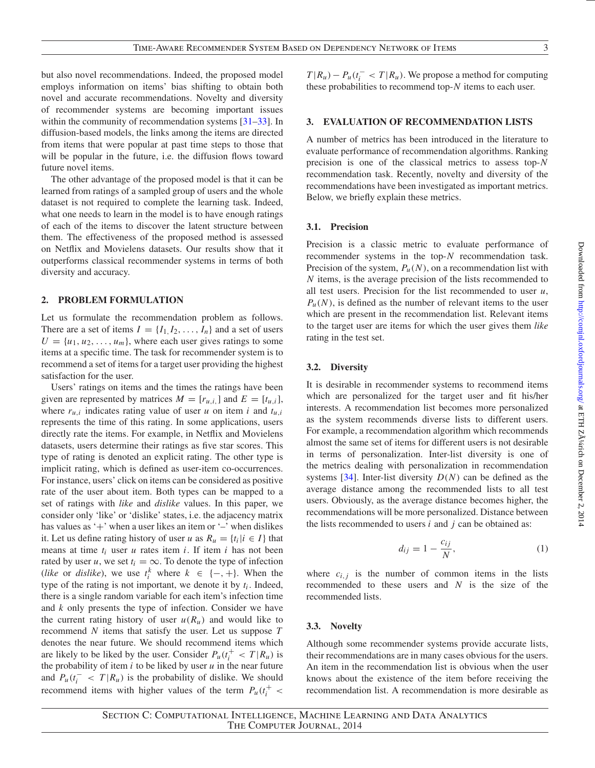but also novel recommendations. Indeed, the proposed model employs information on items' bias shifting to obtain both novel and accurate recommendations. Novelty and diversity of recommender systems are becoming important issues within the community of recommendation systems [31–33]. In diffusion-based models, the links among the items are directed from items that were popular at past time steps to those that will be popular in the future, i.e. the diffusion flows toward future novel items.

The other advantage of the proposed model is that it can be learned from ratings of a sampled group of users and the whole dataset is not required to complete the learning task. Indeed, what one needs to learn in the model is to have enough ratings of each of the items to discover the latent structure between them. The effectiveness of the proposed method is assessed on Netflix and Movielens datasets. Our results show that it outperforms classical recommender systems in terms of both diversity and accuracy.

## 2. PROBLEM FORMULATION

Let us formulate the recommendation problem as follows. There are a set of items $I = \{I_1, I_2, \ldots, I_n\}$ and a set of users $U = \{u_1, u_2, \ldots, u_m\}$, where each user gives ratings to some items at a specific time. The task for recommender system is to recommend a set of items for a target user providing the highest satisfaction for the user.

Users' ratings on items and the times the ratings have been given are represented by matrices $M = [r_{u,i,}]$ and $E = [t_{u,i}]$, where $r_{u,i}$ indicates rating value of user $u$ on item $i$ and $t_{u,i}$ represents the time of this rating. In some applications, users directly rate the items. For example, in Netflix and Movielens datasets, users determine their ratings as five star scores. This type of rating is denoted an explicit rating. The other type is implicit rating, which is defined as user-item co-occurrences. For instance, users' click on items can be considered as positive rate of the user about item. Both types can be mapped to a set of ratings with *like* and *dislike* values. In this paper, we consider only 'like' or 'dislike' states, i.e. the adjacency matrix has values as '+' when a user likes an item or '–' when dislikes it. Let us define rating history of user $u$ as $R_u = \{t_i | i \in I\}$ that means at time $t_i$ user $u$ rates item $i$. If item $i$ has not been rated by user $u$, we set $t_i = \infty$. To denote the type of infection (*like* or *dislike*), we use $t_i^k$ where $k \in \{-, +\}$. When the type of the rating is not important, we denote it by $t_i$. Indeed, there is a single random variable for each item's infection time and $k$ only presents the type of infection. Consider we have the current rating history of user $u(R_u)$ and would like to recommend $N$ items that satisfy the user. Let us suppose $T$ denotes the near future. We should recommend items which are likely to be liked by the user. Consider $P_u(t_i^+ < T|R_u)$ is the probability of item $i$ to be liked by user $u$ in the near future and $P_u(t_i^- < T|R_u)$ is the probability of dislike. We should recommend items with higher values of the term $P_u(t_i^+ < T|R_u) - P_u(t_i^- < T|R_u)$. We propose a method for computing these probabilities to recommend top-$N$ items to each user.

## 3. EVALUATION OF RECOMMENDATION LISTS

A number of metrics has been introduced in the literature to evaluate performance of recommendation algorithms. Ranking precision is one of the classical metrics to assess top-$N$ recommendation task. Recently, novelty and diversity of the recommendations have been investigated as important metrics. Below, we briefly explain these metrics.

### 3.1. Precision

Precision is a classic metric to evaluate performance of recommender systems in the top-$N$ recommendation task. Precision of the system, $P_u(N)$, on a recommendation list with $N$ items, is the average precision of the lists recommended to all test users. Precision for the list recommended to user $u$, $P_u(N)$, is defined as the number of relevant items to the user which are present in the recommendation list. Relevant items to the target user are items for which the user gives them *like* rating in the test set.

### 3.2. Diversity

It is desirable in recommender systems to recommend items which are personalized for the target user and fit his/her interests. A recommendation list becomes more personalized as the system recommends diverse lists to different users. For example, a recommendation algorithm which recommends almost the same set of items for different users is not desirable in terms of personalization. Inter-list diversity is one of the metrics dealing with personalization in recommendation systems [34]. Inter-list diversity $D(N)$ can be defined as the average distance among the recommended lists to all test users. Obviously, as the average distance becomes higher, the recommendations will be more personalized. Distance between the lists recommended to users $i$ and $j$ can be obtained as:

$$d_{ij} = 1 - \frac{c_{ij}}{N}, \tag{1}$$

where $c_{i,j}$ is the number of common items in the lists recommended to these users and $N$ is the size of the recommended lists.

### 3.3. Novelty

Although some recommender systems provide accurate lists, their recommendations are in many cases obvious for the users. An item in the recommendation list is obvious when the user knows about the existence of the item before receiving the recommendation list. A recommendation is more desirable as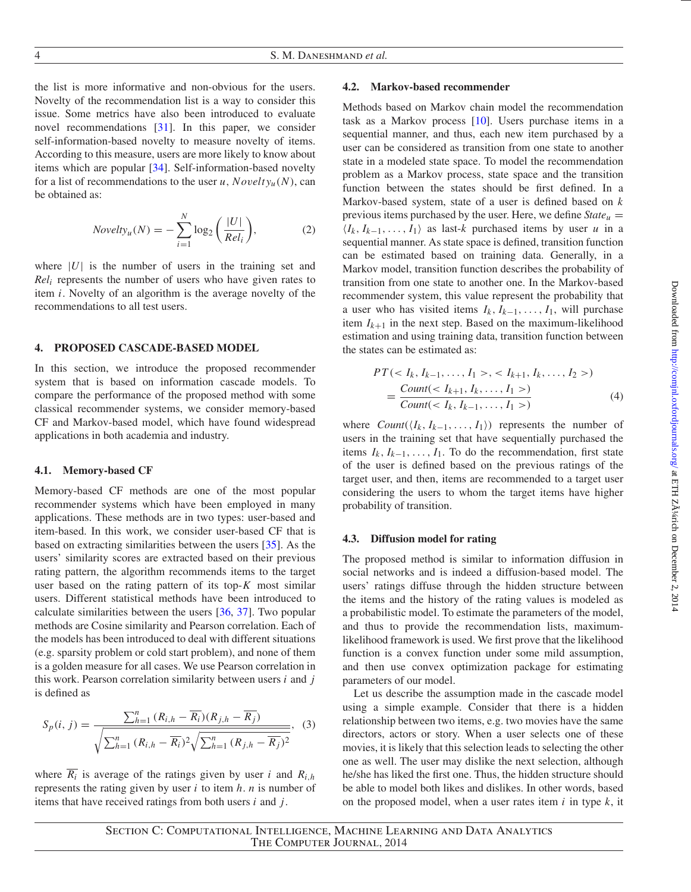the list is more informative and non-obvious for the users. Novelty of the recommendation list is a way to consider this issue. Some metrics have also been introduced to evaluate novel recommendations [31]. In this paper, we consider self-information-based novelty to measure novelty of items. According to this measure, users are more likely to know about items which are popular [34]. Self-information-based novelty for a list of recommendations to the user $u$, $Novelty_u(N)$, can be obtained as:

$$Novelty_u(N) = -\sum_{i=1}^{N} \log_2\left(\frac{|U|}{Rel_i}\right), \tag{2}$$

where $|U|$ is the number of users in the training set and $Rel_i$ represents the number of users who have given rates to item $i$. Novelty of an algorithm is the average novelty of the recommendations to all test users.

## 4. PROPOSED CASCADE-BASED MODEL

In this section, we introduce the proposed recommender system that is based on information cascade models. To compare the performance of the proposed method with some classical recommender systems, we consider memory-based CF and Markov-based model, which have found widespread applications in both academia and industry.

### 4.1. Memory-based CF

Memory-based CF methods are one of the most popular recommender systems which have been employed in many applications. These methods are in two types: user-based and item-based. In this work, we consider user-based CF that is based on extracting similarities between the users [35]. As the users' similarity scores are extracted based on their previous rating pattern, the algorithm recommends items to the target user based on the rating pattern of its top-$K$ most similar users. Different statistical methods have been introduced to calculate similarities between the users [36, 37]. Two popular methods are Cosine similarity and Pearson correlation. Each of the models has been introduced to deal with different situations (e.g. sparsity problem or cold start problem), and none of them is a golden measure for all cases. We use Pearson correlation in this work. Pearson correlation similarity between users $i$ and $j$ is defined as

$$S_p(i, j) = \frac{\sum_{h=1}^{n} (R_{i,h} - \overline{R_i})(R_{j,h} - \overline{R_j})}{\sqrt{\sum_{h=1}^{n} (R_{i,h} - \overline{R_i})^2}\sqrt{\sum_{h=1}^{n} (R_{j,h} - \overline{R_j})^2}}, \tag{3}$$

where $\overline{R_i}$ is average of the ratings given by user $i$ and $R_{i,h}$ represents the rating given by user $i$ to item $h$. $n$ is number of items that have received ratings from both users $i$ and $j$.

### 4.2. Markov-based recommender

Methods based on Markov chain model the recommendation task as a Markov process [10]. Users purchase items in a sequential manner, and thus, each new item purchased by a user can be considered as transition from one state to another state in a modeled state space. To model the recommendation problem as a Markov process, state space and the transition function between the states should be first defined. In a Markov-based system, state of a user is defined based on $k$ previous items purchased by the user. Here, we define $State_u = \langle I_k, I_{k-1}, \ldots, I_1 \rangle$ as last-$k$ purchased items by user $u$ in a sequential manner. As state space is defined, transition function can be estimated based on training data. Generally, in a Markov model, transition function describes the probability of transition from one state to another one. In the Markov-based recommender system, this value represent the probability that a user who has visited items $I_k, I_{k-1}, \ldots, I_1$, will purchase item $I_{k+1}$ in the next step. Based on the maximum-likelihood estimation and using training data, transition function between the states can be estimated as:

$$\begin{aligned} PT(< I_k, I_{k-1}, \ldots, I_1 >, < I_{k+1}, I_k, \ldots, I_2 >) \\ = \frac{Count(< I_{k+1}, I_k, \ldots, I_1 >)}{Count(< I_k, I_{k-1}, \ldots, I_1 >)} \end{aligned} \tag{4}$$

where $Count(\langle I_k, I_{k-1}, \ldots, I_1 \rangle)$ represents the number of users in the training set that have sequentially purchased the items $I_k, I_{k-1}, \ldots, I_1$. To do the recommendation, first state of the user is defined based on the previous ratings of the target user, and then, items are recommended to a target user considering the users to whom the target items have higher probability of transition.

### 4.3. Diffusion model for rating

The proposed method is similar to information diffusion in social networks and is indeed a diffusion-based model. The users' ratings diffuse through the hidden structure between the items and the history of the rating values is modeled as a probabilistic model. To estimate the parameters of the model, and thus to provide the recommendation lists, maximum-likelihood framework is used. We first prove that the likelihood function is a convex function under some mild assumption, and then use convex optimization package for estimating parameters of our model.

Let us describe the assumption made in the cascade model using a simple example. Consider that there is a hidden relationship between two items, e.g. two movies have the same directors, actors or story. When a user selects one of these movies, it is likely that this selection leads to selecting the other one as well. The user may dislike the next selection, although he/she has liked the first one. Thus, the hidden structure should be able to model both likes and dislikes. In other words, based on the proposed model, when a user rates item $i$ in type $k$, it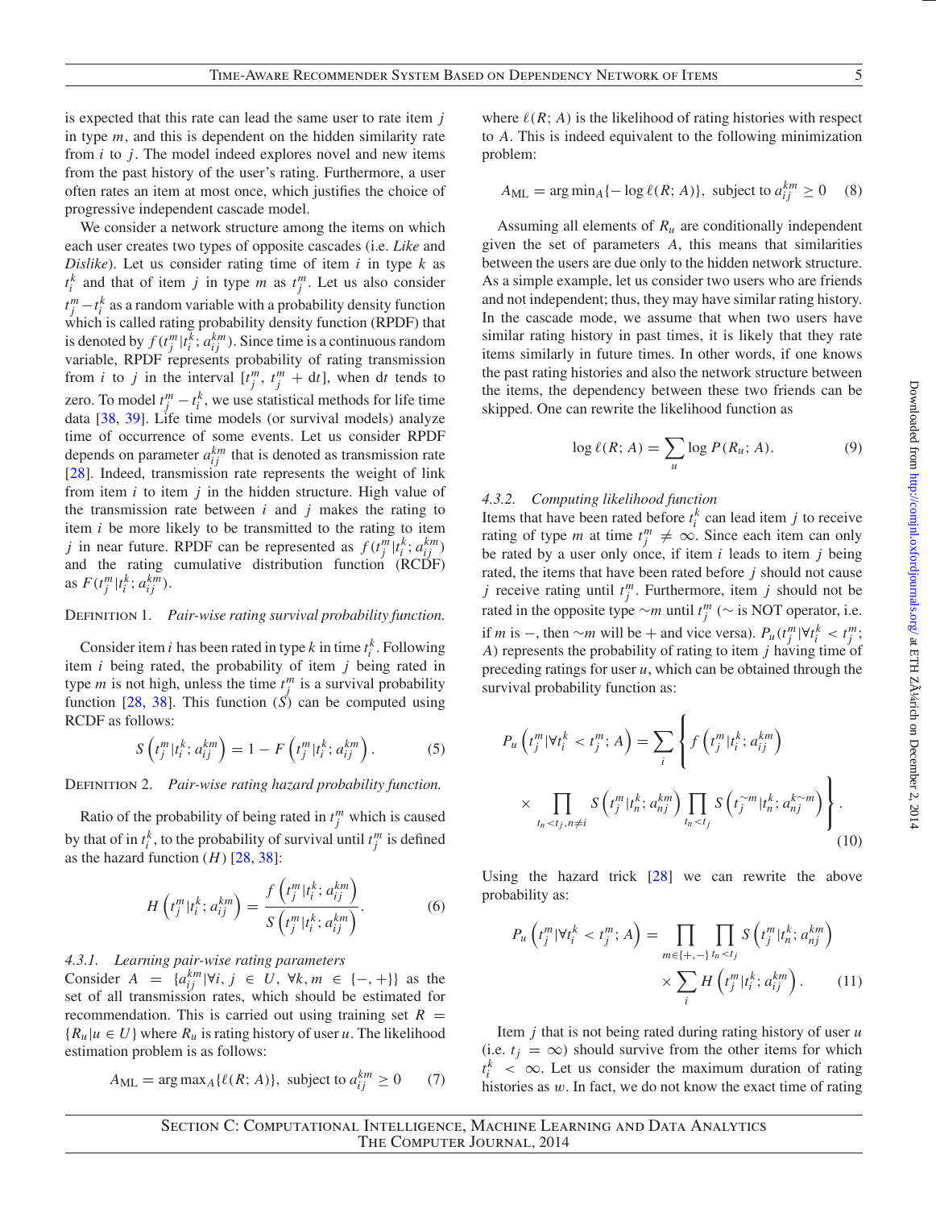is expected that this rate can lead the same user to rate item $j$ in type $m$, and this is dependent on the hidden similarity rate from $i$ to $j$. The model indeed explores novel and new items from the past history of the user's rating. Furthermore, a user often rates an item at most once, which justifies the choice of progressive independent cascade model.

We consider a network structure among the items on which each user creates two types of opposite cascades (i.e. *Like* and *Dislike*). Let us consider rating time of item $i$ in type $k$ as $t_i^k$ and that of item $j$ in type $m$ as $t_j^m$. Let us also consider $t_j^m - t_i^k$ as a random variable with a probability density function which is called rating probability density function (RPDF) that is denoted by $f(t_j^m | t_i^k; a_{ij}^{km})$. Since time is a continuous random variable, RPDF represents probability of rating transmission from $i$ to $j$ in the interval $[t_j^m, t_j^m + \mathrm{d}t]$, when $\mathrm{d}t$ tends to zero. To model $t_j^m - t_i^k$, we use statistical methods for life time data [38, 39]. Life time models (or survival models) analyze time of occurrence of some events. Let us consider RPDF depends on parameter $a_{ij}^{km}$ that is denoted as transmission rate [28]. Indeed, transmission rate represents the weight of link from item $i$ to item $j$ in the hidden structure. High value of the transmission rate between $i$ and $j$ makes the rating to item $i$ be more likely to be transmitted to the rating to item $j$ in near future. RPDF can be represented as $f(t_j^m | t_i^k; a_{ij}^{km})$ and the rating cumulative distribution function (RCDF) as $F(t_j^m | t_i^k; a_{ij}^{km})$.

Definition 1. *Pair-wise rating survival probability function.*

Consider item $i$ has been rated in type $k$ in time $t_i^k$. Following item $i$ being rated, the probability of item $j$ being rated in type $m$ is not high, unless the time $t_j^m$ is a survival probability function [28, 38]. This function ($S$) can be computed using RCDF as follows:

$$S\left(t_j^m | t_i^k; a_{ij}^{km}\right) = 1 - F\left(t_j^m | t_i^k; a_{ij}^{km}\right). \tag{5}$$

Definition 2. *Pair-wise rating hazard probability function.*

Ratio of the probability of being rated in $t_j^m$ which is caused by that of in $t_i^k$, to the probability of survival until $t_j^m$ is defined as the hazard function ($H$) [28, 38]:

$$H\left(t_j^m | t_i^k; a_{ij}^{km}\right) = \frac{f\left(t_j^m | t_i^k; a_{ij}^{km}\right)}{S\left(t_j^m | t_i^k; a_{ij}^{km}\right)}. \tag{6}$$

#### 4.3.1. Learning pair-wise rating parameters

Consider $A = \{a_{ij}^{km} | \forall i, j \in U, \forall k, m \in \{-, +\}\}$ as the set of all transmission rates, which should be estimated for recommendation. This is carried out using training set $R = \{R_u | u \in U\}$ where $R_u$ is rating history of user $u$. The likelihood estimation problem is as follows:

$$A_{\mathrm{ML}} = \arg\max_A \{\ell(R; A)\}, \text{ subject to } a_{ij}^{km} \geq 0 \tag{7}$$

where $\ell(R; A)$ is the likelihood of rating histories with respect to $A$. This is indeed equivalent to the following minimization problem:

$$A_{\mathrm{ML}} = \arg\min_A \{-\log \ell(R; A)\}, \text{ subject to } a_{ij}^{km} \geq 0 \tag{8}$$

Assuming all elements of $R_u$ are conditionally independent given the set of parameters $A$, this means that similarities between the users are due only to the hidden network structure. As a simple example, let us consider two users who are friends and not independent; thus, they may have similar rating history. In the cascade mode, we assume that when two users have similar rating history in past times, it is likely that they rate items similarly in future times. In other words, if one knows the past rating histories and also the network structure between the items, the dependency between these two friends can be skipped. One can rewrite the likelihood function as

$$\log \ell(R; A) = \sum_u \log P(R_u; A). \tag{9}$$

#### 4.3.2. Computing likelihood function

Items that have been rated before $t_i^k$ can lead item $j$ to receive rating of type $m$ at time $t_j^m \neq \infty$. Since each item can only be rated by a user only once, if item $i$ leads to item $j$ being rated, the items that have been rated before $j$ should not cause $j$ receive rating until $t_j^m$. Furthermore, item $j$ should not be rated in the opposite type $\sim m$ until $t_j^m$ ($\sim$ is NOT operator, i.e. if $m$ is $-$, then $\sim m$ will be $+$ and vice versa). $P_u(t_j^m | \forall t_i^k < t_j^m; A)$ represents the probability of rating to item $j$ having time of preceding ratings for user $u$, which can be obtained through the survival probability function as:

$$P_u\left(t_j^m | \forall t_i^k < t_j^m; A\right) = \sum_i \left\{ f\left(t_j^m | t_i^k; a_{ij}^{km}\right) \times \prod_{t_n < t_j, n \neq i} S\left(t_j^m | t_n^k; a_{nj}^{km}\right) \prod_{t_n < t_j} S\left(t_j^{\sim m} | t_n^k; a_{nj}^{k \sim m}\right) \right\}. \tag{10}$$

Using the hazard trick [28] we can rewrite the above probability as:

$$P_u\left(t_j^m | \forall t_i^k < t_j^m; A\right) = \prod_{m \in \{+,-\}} \prod_{t_n < t_j} S\left(t_j^m | t_n^k; a_{nj}^{km}\right) \times \sum_i H\left(t_j^m | t_i^k; a_{ij}^{km}\right). \tag{11}$$

Item $j$ that is not being rated during rating history of user $u$ (i.e. $t_j = \infty$) should survive from the other items for which $t_i^k < \infty$. Let us consider the maximum duration of rating histories as $w$. In fact, we do not know the exact time of rating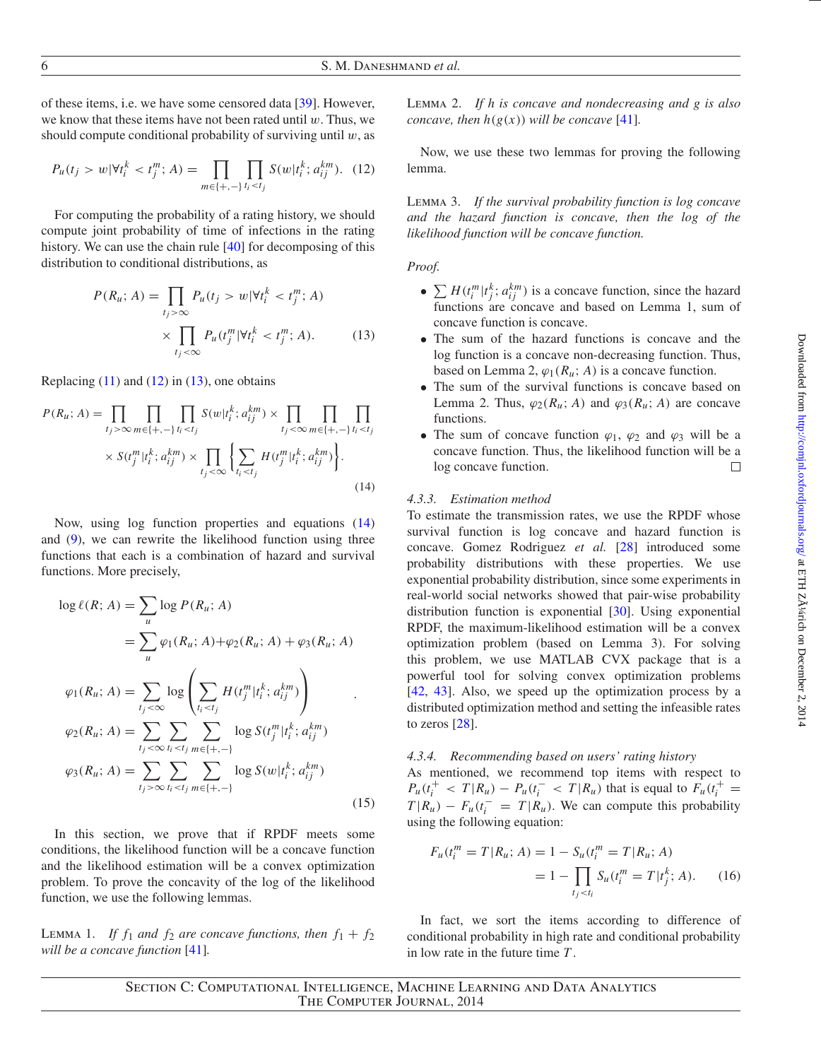of these items, i.e. we have some censored data [39]. However, we know that these items have not been rated until $w$. Thus, we should compute conditional probability of surviving until $w$, as

$$P_u(t_j > w | \forall t_i^k < t_j^m; A) = \prod_{m \in \{+,-\}} \prod_{t_i < t_j} S(w | t_i^k; a_{ij}^{km}). \quad (12)$$

For computing the probability of a rating history, we should compute joint probability of time of infections in the rating history. We can use the chain rule [40] for decomposing of this distribution to conditional distributions, as

$$P(R_u; A) = \prod_{t_j > \infty} P_u(t_j > w | \forall t_i^k < t_j^m; A) \times \prod_{t_j < \infty} P_u(t_j^m | \forall t_i^k < t_j^m; A). \quad (13)$$

Replacing (11) and (12) in (13), one obtains

$$P(R_u; A) = \prod_{t_j > \infty} \prod_{m \in \{+,-\}} \prod_{t_i < t_j} S(w | t_i^k; a_{ij}^{km}) \times \prod_{t_j < \infty} \prod_{m \in \{+,-\}} \prod_{t_i < t_j} \times S(t_j^m | t_i^k; a_{ij}^{km}) \times \prod_{t_j < \infty} \left\{ \sum_{t_i < t_j} H(t_j^m | t_i^k; a_{ij}^{km}) \right\}. \quad (14)$$

Now, using log function properties and equations (14) and (9), we can rewrite the likelihood function using three functions that each is a combination of hazard and survival functions. More precisely,

$$\begin{aligned}
\log \ell(R; A) &= \sum_u \log P(R_u; A) \\
&= \sum_u \varphi_1(R_u; A) + \varphi_2(R_u; A) + \varphi_3(R_u; A) \\
\varphi_1(R_u; A) &= \sum_{t_j < \infty} \log \left( \sum_{t_i < t_j} H(t_j^m | t_i^k; a_{ij}^{km}) \right) \\
\varphi_2(R_u; A) &= \sum_{t_j < \infty} \sum_{t_i < t_j} \sum_{m \in \{+,-\}} \log S(t_j^m | t_i^k; a_{ij}^{km}) \\
\varphi_3(R_u; A) &= \sum_{t_j > \infty} \sum_{t_i < t_j} \sum_{m \in \{+,-\}} \log S(w | t_i^k; a_{ij}^{km})
\end{aligned} \quad (15)$$

In this section, we prove that if RPDF meets some conditions, the likelihood function will be a concave function and the likelihood estimation will be a convex optimization problem. To prove the concavity of the log of the likelihood function, we use the following lemmas.

Lemma 1. *If $f_1$ and $f_2$ are concave functions, then $f_1 + f_2$ will be a concave function* [41].

Lemma 2. *If $h$ is concave and nondecreasing and $g$ is also concave, then $h(g(x))$ will be concave* [41].

Now, we use these two lemmas for proving the following lemma.

Lemma 3. *If the survival probability function is log concave and the hazard function is concave, then the log of the likelihood function will be concave function.*

*Proof.*

- $\sum H(t_i^m | t_j^k; a_{ij}^{km})$ is a concave function, since the hazard functions are concave and based on Lemma 1, sum of concave function is concave.
- The sum of the hazard functions is concave and the log function is a concave non-decreasing function. Thus, based on Lemma 2, $\varphi_1(R_u; A)$ is a concave function.
- The sum of the survival functions is concave based on Lemma 2. Thus, $\varphi_2(R_u; A)$ and $\varphi_3(R_u; A)$ are concave functions.
- The sum of concave function $\varphi_1$, $\varphi_2$ and $\varphi_3$ will be a concave function. Thus, the likelihood function will be a log concave function. □

#### 4.3.3. Estimation method

To estimate the transmission rates, we use the RPDF whose survival function is log concave and hazard function is concave. Gomez Rodriguez *et al.* [28] introduced some probability distributions with these properties. We use exponential probability distribution, since some experiments in real-world social networks showed that pair-wise probability distribution function is exponential [30]. Using exponential RPDF, the maximum-likelihood estimation will be a convex optimization problem (based on Lemma 3). For solving this problem, we use MATLAB CVX package that is a powerful tool for solving convex optimization problems [42, 43]. Also, we speed up the optimization process by a distributed optimization method and setting the infeasible rates to zeros [28].

#### 4.3.4. Recommending based on users' rating history

As mentioned, we recommend top items with respect to $P_u(t_i^+ < T | R_u) - P_u(t_i^- < T | R_u)$ that is equal to $F_u(t_i^+ = T | R_u) - F_u(t_i^- = T | R_u)$. We can compute this probability using the following equation:

$$F_u(t_i^m = T | R_u; A) = 1 - S_u(t_i^m = T | R_u; A) = 1 - \prod_{t_j < t_i} S_u(t_i^m = T | t_j^k; A). \quad (16)$$

In fact, we sort the items according to difference of conditional probability in high rate and conditional probability in low rate in the future time $T$.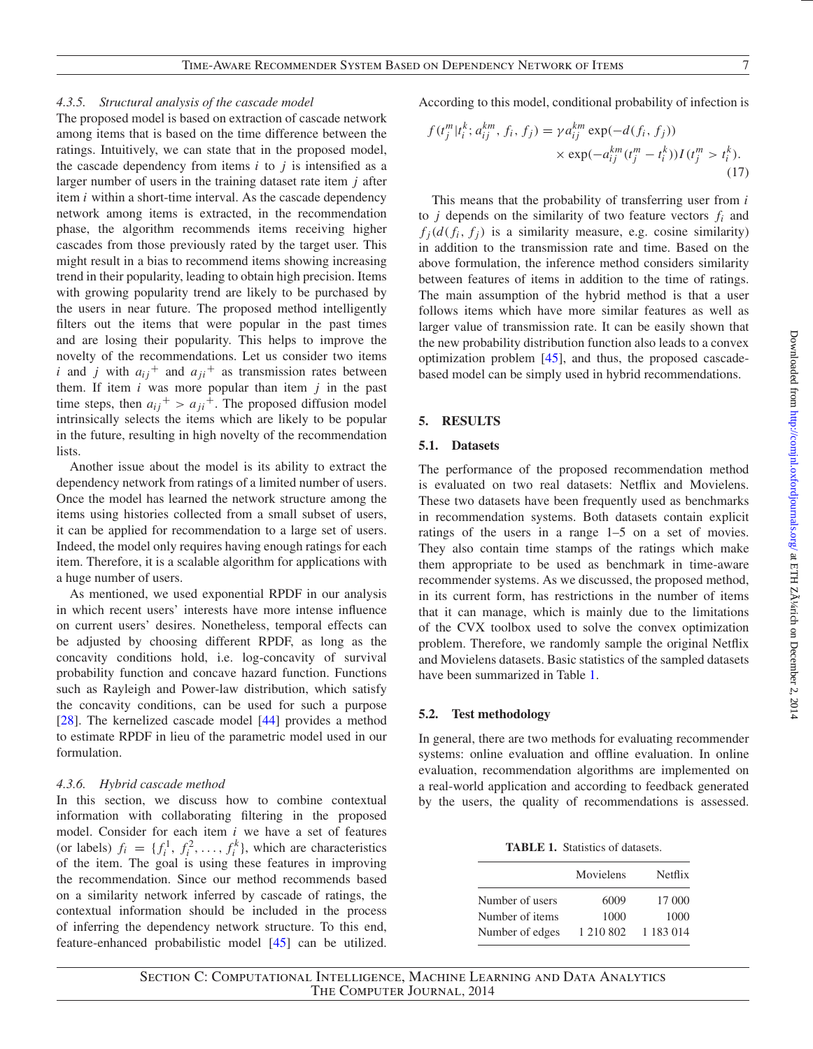#### 4.3.5. Structural analysis of the cascade model

The proposed model is based on extraction of cascade network among items that is based on the time difference between the ratings. Intuitively, we can state that in the proposed model, the cascade dependency from items $i$ to $j$ is intensified as a larger number of users in the training dataset rate item $j$ after item $i$ within a short-time interval. As the cascade dependency network among items is extracted, in the recommendation phase, the algorithm recommends items receiving higher cascades from those previously rated by the target user. This might result in a bias to recommend items showing increasing trend in their popularity, leading to obtain high precision. Items with growing popularity trend are likely to be purchased by the users in near future. The proposed method intelligently filters out the items that were popular in the past times and are losing their popularity. This helps to improve the novelty of the recommendations. Let us consider two items $i$ and $j$ with $a_{ij}{}^{+}$ and $a_{ji}{}^{+}$ as transmission rates between them. If item $i$ was more popular than item $j$ in the past time steps, then $a_{ij}{}^{+} > a_{ji}{}^{+}$. The proposed diffusion model intrinsically selects the items which are likely to be popular in the future, resulting in high novelty of the recommendation lists.

Another issue about the model is its ability to extract the dependency network from ratings of a limited number of users. Once the model has learned the network structure among the items using histories collected from a small subset of users, it can be applied for recommendation to a large set of users. Indeed, the model only requires having enough ratings for each item. Therefore, it is a scalable algorithm for applications with a huge number of users.

As mentioned, we used exponential RPDF in our analysis in which recent users' interests have more intense influence on current users' desires. Nonetheless, temporal effects can be adjusted by choosing different RPDF, as long as the concavity conditions hold, i.e. log-concavity of survival probability function and concave hazard function. Functions such as Rayleigh and Power-law distribution, which satisfy the concavity conditions, can be used for such a purpose [28]. The kernelized cascade model [44] provides a method to estimate RPDF in lieu of the parametric model used in our formulation.

#### 4.3.6. Hybrid cascade method

In this section, we discuss how to combine contextual information with collaborating filtering in the proposed model. Consider for each item $i$ we have a set of features (or labels) $f_i = \{f_i^1, f_i^2, \ldots, f_i^k\}$, which are characteristics of the item. The goal is using these features in improving the recommendation. Since our method recommends based on a similarity network inferred by cascade of ratings, the contextual information should be included in the process of inferring the dependency network structure. To this end, feature-enhanced probabilistic model [45] can be utilized. According to this model, conditional probability of infection is

$$f(t_j^m | t_i^k; a_{ij}^{km}, f_i, f_j) = \gamma a_{ij}^{km} \exp(-d(f_i, f_j)) \times \exp(-a_{ij}^{km}(t_j^m - t_i^k)) I(t_j^m > t_i^k). \tag{17}$$

This means that the probability of transferring user from $i$ to $j$ depends on the similarity of two feature vectors $f_i$ and $f_j (d(f_i, f_j)$ is a similarity measure, e.g. cosine similarity) in addition to the transmission rate and time. Based on the above formulation, the inference method considers similarity between features of items in addition to the time of ratings. The main assumption of the hybrid method is that a user follows items which have more similar features as well as larger value of transmission rate. It can be easily shown that the new probability distribution function also leads to a convex optimization problem [45], and thus, the proposed cascade-based model can be simply used in hybrid recommendations.

## 5. RESULTS

### 5.1. Datasets

The performance of the proposed recommendation method is evaluated on two real datasets: Netflix and Movielens. These two datasets have been frequently used as benchmarks in recommendation systems. Both datasets contain explicit ratings of the users in a range 1–5 on a set of movies. They also contain time stamps of the ratings which make them appropriate to be used as benchmark in time-aware recommender systems. As we discussed, the proposed method, in its current form, has restrictions in the number of items that it can manage, which is mainly due to the limitations of the CVX toolbox used to solve the convex optimization problem. Therefore, we randomly sample the original Netflix and Movielens datasets. Basic statistics of the sampled datasets have been summarized in Table 1.

### 5.2. Test methodology

In general, there are two methods for evaluating recommender systems: online evaluation and offline evaluation. In online evaluation, recommendation algorithms are implemented on a real-world application and according to feedback generated by the users, the quality of recommendations is assessed.

**TABLE 1.** Statistics of datasets.

| | Movielens | Netflix |
|---|---|---|
| Number of users | 6009 | 17 000 |
| Number of items | 1000 | 1000 |
| Number of edges | 1 210 802 | 1 183 014 |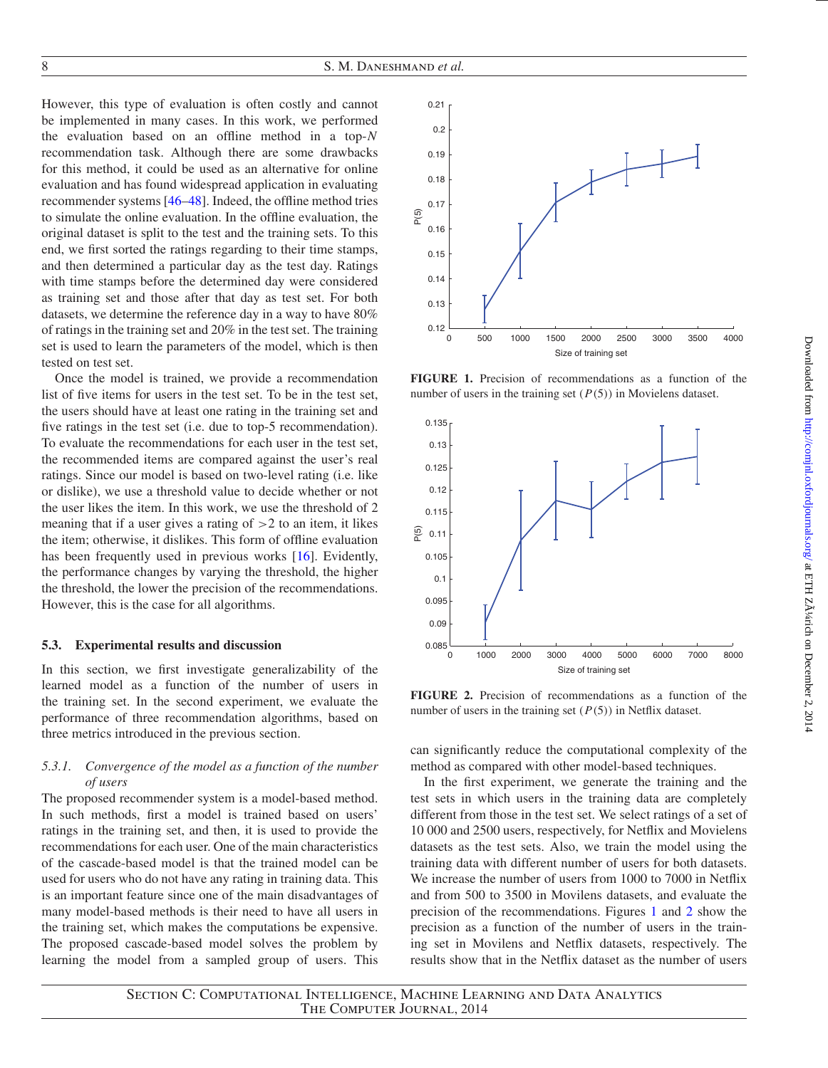However, this type of evaluation is often costly and cannot be implemented in many cases. In this work, we performed the evaluation based on an offline method in a top-$N$ recommendation task. Although there are some drawbacks for this method, it could be used as an alternative for online evaluation and has found widespread application in evaluating recommender systems [46–48]. Indeed, the offline method tries to simulate the online evaluation. In the offline evaluation, the original dataset is split to the test and the training sets. To this end, we first sorted the ratings regarding to their time stamps, and then determined a particular day as the test day. Ratings with time stamps before the determined day were considered as training set and those after that day as test set. For both datasets, we determine the reference day in a way to have 80% of ratings in the training set and 20% in the test set. The training set is used to learn the parameters of the model, which is then tested on test set.

Once the model is trained, we provide a recommendation list of five items for users in the test set. To be in the test set, the users should have at least one rating in the training set and five ratings in the test set (i.e. due to top-5 recommendation). To evaluate the recommendations for each user in the test set, the recommended items are compared against the user's real ratings. Since our model is based on two-level rating (i.e. like or dislike), we use a threshold value to decide whether or not the user likes the item. In this work, we use the threshold of 2 meaning that if a user gives a rating of $>2$ to an item, it likes the item; otherwise, it dislikes. This form of offline evaluation has been frequently used in previous works [16]. Evidently, the performance changes by varying the threshold, the higher the threshold, the lower the precision of the recommendations. However, this is the case for all algorithms.

### 5.3. Experimental results and discussion

In this section, we first investigate generalizability of the learned model as a function of the number of users in the training set. In the second experiment, we evaluate the performance of three recommendation algorithms, based on three metrics introduced in the previous section.

#### *5.3.1. Convergence of the model as a function of the number of users*

The proposed recommender system is a model-based method. In such methods, first a model is trained based on users' ratings in the training set, and then, it is used to provide the recommendations for each user. One of the main characteristics of the cascade-based model is that the trained model can be used for users who do not have any rating in training data. This is an important feature since one of the main disadvantages of many model-based methods is their need to have all users in the training set, which makes the computations be expensive. The proposed cascade-based model solves the problem by learning the model from a sampled group of users. This can significantly reduce the computational complexity of the method as compared with other model-based techniques.

**FIGURE 1.** Precision of recommendations as a function of the number of users in the training set ($P(5)$) in Movielens dataset.

**FIGURE 2.** Precision of recommendations as a function of the number of users in the training set ($P(5)$) in Netflix dataset.

In the first experiment, we generate the training and the test sets in which users in the training data are completely different from those in the test set. We select ratings of a set of 10 000 and 2500 users, respectively, for Netflix and Movielens datasets as the test sets. Also, we train the model using the training data with different number of users for both datasets. We increase the number of users from 1000 to 7000 in Netflix and from 500 to 3500 in Movilens datasets, and evaluate the precision of the recommendations. Figures 1 and 2 show the precision as a function of the number of users in the training set in Movilens and Netflix datasets, respectively. The results show that in the Netflix dataset as the number of users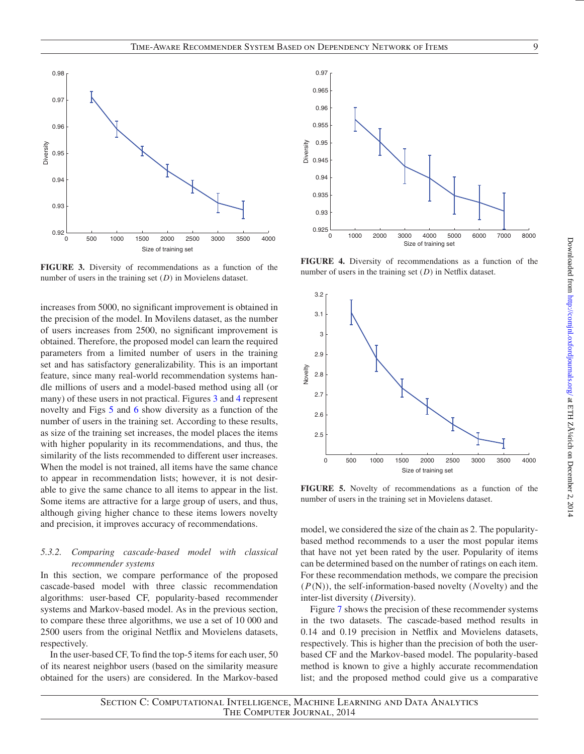FIGURE 3. Diversity of recommendations as a function of the number of users in the training set ($D$) in Movielens dataset.

FIGURE 4. Diversity of recommendations as a function of the number of users in the training set ($D$) in Netflix dataset.

increases from 5000, no significant improvement is obtained in the precision of the model. In Movilens dataset, as the number of users increases from 2500, no significant improvement is obtained. Therefore, the proposed model can learn the required parameters from a limited number of users in the training set and has satisfactory generalizability. This is an important feature, since many real-world recommendation systems handle millions of users and a model-based method using all (or many) of these users in not practical. Figures 3 and 4 represent novelty and Figs 5 and 6 show diversity as a function of the number of users in the training set. According to these results, as size of the training set increases, the model places the items with higher popularity in its recommendations, and thus, the similarity of the lists recommended to different user increases. When the model is not trained, all items have the same chance to appear in recommendation lists; however, it is not desirable to give the same chance to all items to appear in the list. Some items are attractive for a large group of users, and thus, although giving higher chance to these items lowers novelty and precision, it improves accuracy of recommendations.

### 5.3.2. Comparing cascade-based model with classical recommender systems

In this section, we compare performance of the proposed cascade-based model with three classic recommendation algorithms: user-based CF, popularity-based recommender systems and Markov-based model. As in the previous section, to compare these three algorithms, we use a set of 10 000 and 2500 users from the original Netflix and Movielens datasets, respectively.

In the user-based CF, To find the top-5 items for each user, 50 of its nearest neighbor users (based on the similarity measure obtained for the users) are considered. In the Markov-based model, we considered the size of the chain as 2. The popularity-based method recommends to a user the most popular items that have not yet been rated by the user. Popularity of items can be determined based on the number of ratings on each item. For these recommendation methods, we compare the precision ($P$(N)), the self-information-based novelty ($N$ovelty) and the inter-list diversity ($D$iversity).

FIGURE 5. Novelty of recommendations as a function of the number of users in the training set in Movielens dataset.

Figure 7 shows the precision of these recommender systems in the two datasets. The cascade-based method results in 0.14 and 0.19 precision in Netflix and Movielens datasets, respectively. This is higher than the precision of both the user-based CF and the Markov-based model. The popularity-based method is known to give a highly accurate recommendation list; and the proposed method could give us a comparative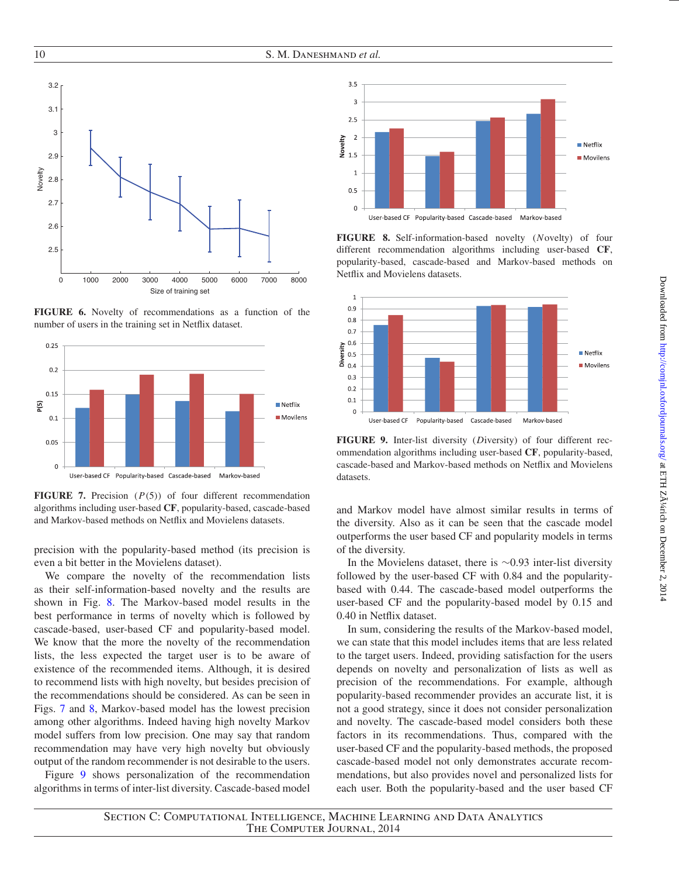FIGURE 6. Novelty of recommendations as a function of the number of users in the training set in Netflix dataset.

FIGURE 7. Precision ($P(5)$) of four different recommendation algorithms including user-based **CF**, popularity-based, cascade-based and Markov-based methods on Netflix and Movielens datasets.

precision with the popularity-based method (its precision is even a bit better in the Movielens dataset).

We compare the novelty of the recommendation lists as their self-information-based novelty and the results are shown in Fig. 8. The Markov-based model results in the best performance in terms of novelty which is followed by cascade-based, user-based CF and popularity-based model. We know that the more the novelty of the recommendation lists, the less expected the target user is to be aware of existence of the recommended items. Although, it is desired to recommend lists with high novelty, but besides precision of the recommendations should be considered. As can be seen in Figs. 7 and 8, Markov-based model has the lowest precision among other algorithms. Indeed having high novelty Markov model suffers from low precision. One may say that random recommendation may have very high novelty but obviously output of the random recommender is not desirable to the users.

Figure 9 shows personalization of the recommendation algorithms in terms of inter-list diversity. Cascade-based model and Markov model have almost similar results in terms of the diversity. Also as it can be seen that the cascade model outperforms the user based CF and popularity models in terms of the diversity.

FIGURE 8. Self-information-based novelty (*N*ovelty) of four different recommendation algorithms including user-based **CF**, popularity-based, cascade-based and Markov-based methods on Netflix and Movielens datasets.

FIGURE 9. Inter-list diversity (*D*iversity) of four different recommendation algorithms including user-based **CF**, popularity-based, cascade-based and Markov-based methods on Netflix and Movielens datasets.

In the Movielens dataset, there is ∼0.93 inter-list diversity followed by the user-based CF with 0.84 and the popularity-based with 0.44. The cascade-based model outperforms the user-based CF and the popularity-based model by 0.15 and 0.40 in Netflix dataset.

In sum, considering the results of the Markov-based model, we can state that this model includes items that are less related to the target users. Indeed, providing satisfaction for the users depends on novelty and personalization of lists as well as precision of the recommendations. For example, although popularity-based recommender provides an accurate list, it is not a good strategy, since it does not consider personalization and novelty. The cascade-based model considers both these factors in its recommendations. Thus, compared with the user-based CF and the popularity-based methods, the proposed cascade-based model not only demonstrates accurate recommendations, but also provides novel and personalized lists for each user. Both the popularity-based and the user based CF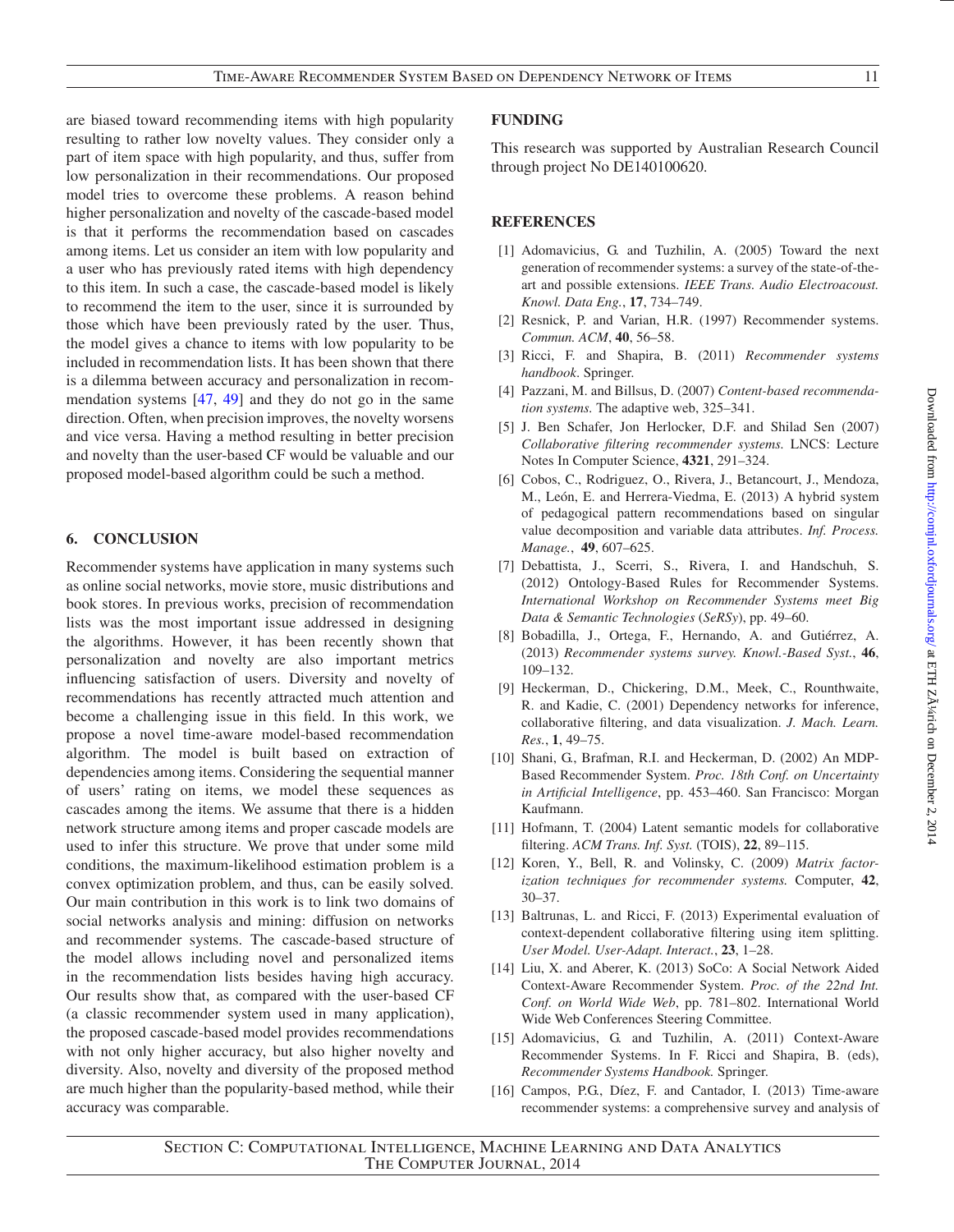are biased toward recommending items with high popularity resulting to rather low novelty values. They consider only a part of item space with high popularity, and thus, suffer from low personalization in their recommendations. Our proposed model tries to overcome these problems. A reason behind higher personalization and novelty of the cascade-based model is that it performs the recommendation based on cascades among items. Let us consider an item with low popularity and a user who has previously rated items with high dependency to this item. In such a case, the cascade-based model is likely to recommend the item to the user, since it is surrounded by those which have been previously rated by the user. Thus, the model gives a chance to items with low popularity to be included in recommendation lists. It has been shown that there is a dilemma between accuracy and personalization in recommendation systems [47, 49] and they do not go in the same direction. Often, when precision improves, the novelty worsens and vice versa. Having a method resulting in better precision and novelty than the user-based CF would be valuable and our proposed model-based algorithm could be such a method.

## 6. CONCLUSION

Recommender systems have application in many systems such as online social networks, movie store, music distributions and book stores. In previous works, precision of recommendation lists was the most important issue addressed in designing the algorithms. However, it has been recently shown that personalization and novelty are also important metrics influencing satisfaction of users. Diversity and novelty of recommendations has recently attracted much attention and become a challenging issue in this field. In this work, we propose a novel time-aware model-based recommendation algorithm. The model is built based on extraction of dependencies among items. Considering the sequential manner of users' rating on items, we model these sequences as cascades among the items. We assume that there is a hidden network structure among items and proper cascade models are used to infer this structure. We prove that under some mild conditions, the maximum-likelihood estimation problem is a convex optimization problem, and thus, can be easily solved. Our main contribution in this work is to link two domains of social networks analysis and mining: diffusion on networks and recommender systems. The cascade-based structure of the model allows including novel and personalized items in the recommendation lists besides having high accuracy. Our results show that, as compared with the user-based CF (a classic recommender system used in many application), the proposed cascade-based model provides recommendations with not only higher accuracy, but also higher novelty and diversity. Also, novelty and diversity of the proposed method are much higher than the popularity-based method, while their accuracy was comparable.

## FUNDING

This research was supported by Australian Research Council through project No DE140100620.

## REFERENCES

[1] Adomavicius, G. and Tuzhilin, A. (2005) Toward the next generation of recommender systems: a survey of the state-of-the-art and possible extensions. *IEEE Trans. Audio Electroacoust. Knowl. Data Eng.*, **17**, 734–749.

[2] Resnick, P. and Varian, H.R. (1997) Recommender systems. *Commun. ACM*, **40**, 56–58.

[3] Ricci, F. and Shapira, B. (2011) *Recommender systems handbook*. Springer.

[4] Pazzani, M. and Billsus, D. (2007) *Content-based recommendation systems.* The adaptive web, 325–341.

[5] J. Ben Schafer, Jon Herlocker, D.F. and Shilad Sen (2007) *Collaborative filtering recommender systems.* LNCS: Lecture Notes In Computer Science, **4321**, 291–324.

[6] Cobos, C., Rodriguez, O., Rivera, J., Betancourt, J., Mendoza, M., León, E. and Herrera-Viedma, E. (2013) A hybrid system of pedagogical pattern recommendations based on singular value decomposition and variable data attributes. *Inf. Process. Manage.*, **49**, 607–625.

[7] Debattista, J., Scerri, S., Rivera, I. and Handschuh, S. (2012) Ontology-Based Rules for Recommender Systems. *International Workshop on Recommender Systems meet Big Data & Semantic Technologies* (*SeRSy*), pp. 49–60.

[8] Bobadilla, J., Ortega, F., Hernando, A. and Gutiérrez, A. (2013) *Recommender systems survey. Knowl.-Based Syst.*, **46**, 109–132.

[9] Heckerman, D., Chickering, D.M., Meek, C., Rounthwaite, R. and Kadie, C. (2001) Dependency networks for inference, collaborative filtering, and data visualization. *J. Mach. Learn. Res.*, **1**, 49–75.

[10] Shani, G., Brafman, R.I. and Heckerman, D. (2002) An MDP-Based Recommender System. *Proc. 18th Conf. on Uncertainty in Artificial Intelligence*, pp. 453–460. San Francisco: Morgan Kaufmann.

[11] Hofmann, T. (2004) Latent semantic models for collaborative filtering. *ACM Trans. Inf. Syst.* (TOIS), **22**, 89–115.

[12] Koren, Y., Bell, R. and Volinsky, C. (2009) *Matrix factorization techniques for recommender systems.* Computer, **42**, 30–37.

[13] Baltrunas, L. and Ricci, F. (2013) Experimental evaluation of context-dependent collaborative filtering using item splitting. *User Model. User-Adapt. Interact.*, **23**, 1–28.

[14] Liu, X. and Aberer, K. (2013) SoCo: A Social Network Aided Context-Aware Recommender System. *Proc. of the 22nd Int. Conf. on World Wide Web*, pp. 781–802. International World Wide Web Conferences Steering Committee.

[15] Adomavicius, G. and Tuzhilin, A. (2011) Context-Aware Recommender Systems. In F. Ricci and Shapira, B. (eds), *Recommender Systems Handbook.* Springer.

[16] Campos, P.G., Díez, F. and Cantador, I. (2013) Time-aware recommender systems: a comprehensive survey and analysis of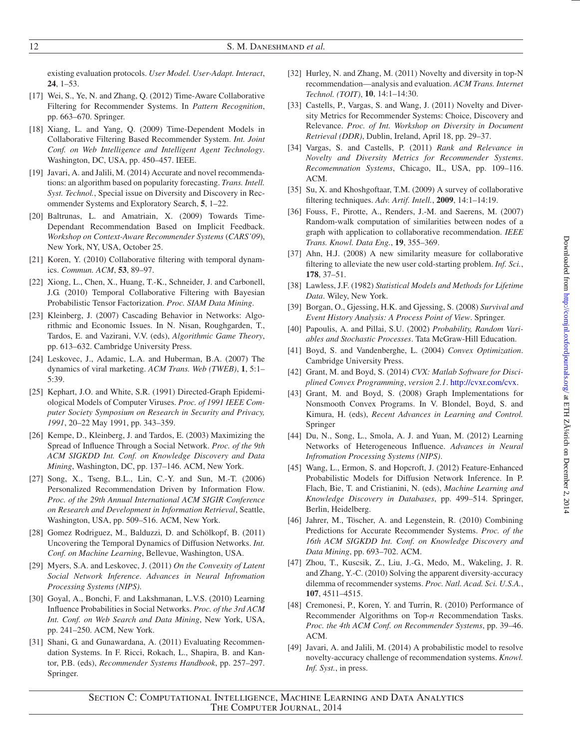existing evaluation protocols. *User Model. User-Adapt. Interact*, **24**, 1–53.

[17] Wei, S., Ye, N. and Zhang, Q. (2012) Time-Aware Collaborative Filtering for Recommender Systems. In *Pattern Recognition*, pp. 663–670. Springer.

[18] Xiang, L. and Yang, Q. (2009) Time-Dependent Models in Collaborative Filtering Based Recommender System. *Int. Joint Conf. on Web Intelligence and Intelligent Agent Technology*. Washington, DC, USA, pp. 450–457. IEEE.

[19] Javari, A. and Jalili, M. (2014) Accurate and novel recommendations: an algorithm based on popularity forecasting. *Trans. Intell. Syst. Technol.*, Special issue on Diversity and Discovery in Recommender Systems and Exploratory Search, **5**, 1–22.

[20] Baltrunas, L. and Amatriain, X. (2009) Towards Time-Dependant Recommendation Based on Implicit Feedback. *Workshop on Context-Aware Recommender Systems* (*CARS'09*), New York, NY, USA, October 25.

[21] Koren, Y. (2010) Collaborative filtering with temporal dynamics. *Commun. ACM*, **53**, 89–97.

[22] Xiong, L., Chen, X., Huang, T.-K., Schneider, J. and Carbonell, J.G. (2010) Temporal Collaborative Filtering with Bayesian Probabilistic Tensor Factorization. *Proc. SIAM Data Mining*.

[23] Kleinberg, J. (2007) Cascading Behavior in Networks: Algorithmic and Economic Issues. In N. Nisan, Roughgarden, T., Tardos, E. and Vazirani, V.V. (eds), *Algorithmic Game Theory*, pp. 613–632. Cambridge University Press.

[24] Leskovec, J., Adamic, L.A. and Huberman, B.A. (2007) The dynamics of viral marketing. *ACM Trans. Web (TWEB)*, **1**, 5:1–5:39.

[25] Kephart, J.O. and White, S.R. (1991) Directed-Graph Epidemiological Models of Computer Viruses. *Proc. of 1991 IEEE Computer Society Symposium on Research in Security and Privacy, 1991*, 20–22 May 1991, pp. 343–359.

[26] Kempe, D., Kleinberg, J. and Tardos, E. (2003) Maximizing the Spread of Influence Through a Social Network. *Proc. of the 9th ACM SIGKDD Int. Conf. on Knowledge Discovery and Data Mining*, Washington, DC, pp. 137–146. ACM, New York.

[27] Song, X., Tseng, B.L., Lin, C.-Y. and Sun, M.-T. (2006) Personalized Recommendation Driven by Information Flow. *Proc. of the 29th Annual International ACM SIGIR Conference on Research and Development in Information Retrieval*, Seattle, Washington, USA, pp. 509–516. ACM, New York.

[28] Gomez Rodriguez, M., Balduzzi, D. and Schölkopf, B. (2011) Uncovering the Temporal Dynamics of Diffusion Networks. *Int. Conf. on Machine Learning*, Bellevue, Washington, USA.

[29] Myers, S.A. and Leskovec, J. (2011) *On the Convexity of Latent Social Network Inference*. *Advances in Neural Infromation Processing Systems (NIPS)*.

[30] Goyal, A., Bonchi, F. and Lakshmanan, L.V.S. (2010) Learning Influence Probabilities in Social Networks. *Proc. of the 3rd ACM Int. Conf. on Web Search and Data Mining*, New York, USA, pp. 241–250. ACM, New York.

[31] Shani, G. and Gunawardana, A. (2011) Evaluating Recommendation Systems. In F. Ricci, Rokach, L., Shapira, B. and Kantor, P.B. (eds), *Recommender Systems Handbook*, pp. 257–297. Springer.

[32] Hurley, N. and Zhang, M. (2011) Novelty and diversity in top-N recommendation—analysis and evaluation. *ACM Trans. Internet Technol. (TOIT)*, **10**, 14:1–14:30.

[33] Castells, P., Vargas, S. and Wang, J. (2011) Novelty and Diversity Metrics for Recommender Systems: Choice, Discovery and Relevance. *Proc. of Int. Workshop on Diversity in Document Retrieval (DDR)*, Dublin, Ireland, April 18, pp. 29–37.

[34] Vargas, S. and Castells, P. (2011) *Rank and Relevance in Novelty and Diversity Metrics for Recommender Systems*. *Recomemnation Systems*, Chicago, IL, USA, pp. 109–116. ACM.

[35] Su, X. and Khoshgoftaar, T.M. (2009) A survey of collaborative filtering techniques. *Adv. Artif. Intell.*, **2009**, 14:1–14:19.

[36] Fouss, F., Pirotte, A., Renders, J.-M. and Saerens, M. (2007) Random-walk computation of similarities between nodes of a graph with application to collaborative recommendation. *IEEE Trans. Knowl. Data Eng.*, **19**, 355–369.

[37] Ahn, H.J. (2008) A new similarity measure for collaborative filtering to alleviate the new user cold-starting problem. *Inf. Sci.*, **178**, 37–51.

[38] Lawless, J.F. (1982) *Statistical Models and Methods for Lifetime Data*. Wiley, New York.

[39] Borgan, O., Gjessing, H.K. and Gjessing, S. (2008) *Survival and Event History Analysis: A Process Point of View*. Springer.

[40] Papoulis, A. and Pillai, S.U. (2002) *Probability, Random Variables and Stochastic Processes*. Tata McGraw-Hill Education.

[41] Boyd, S. and Vandenberghe, L. (2004) *Convex Optimization*. Cambridge University Press.

[42] Grant, M. and Boyd, S. (2014) *CVX: Matlab Software for Disciplined Convex Programming, version 2.1*. http://cvxr.com/cvx.

[43] Grant, M. and Boyd, S. (2008) Graph Implementations for Nonsmooth Convex Programs. In V. Blondel, Boyd, S. and Kimura, H. (eds), *Recent Advances in Learning and Control.* Springer

[44] Du, N., Song, L., Smola, A. J. and Yuan, M. (2012) Learning Networks of Heterogeneous Influence. *Advances in Neural Infromation Processing Systems (NIPS)*.

[45] Wang, L., Ermon, S. and Hopcroft, J. (2012) Feature-Enhanced Probabilistic Models for Diffusion Network Inference. In P. Flach, Bie, T. and Cristianini, N. (eds), *Machine Learning and Knowledge Discovery in Databases*, pp. 499–514. Springer, Berlin, Heidelberg.

[46] Jahrer, M., Töscher, A. and Legenstein, R. (2010) Combining Predictions for Accurate Recommender Systems. *Proc. of the 16th ACM SIGKDD Int. Conf. on Knowledge Discovery and Data Mining*, pp. 693–702. ACM.

[47] Zhou, T., Kuscsik, Z., Liu, J.-G., Medo, M., Wakeling, J. R. and Zhang, Y.-C. (2010) Solving the apparent diversity-accuracy dilemma of recommender systems. *Proc. Natl. Acad. Sci. U.S.A.*, **107**, 4511–4515.

[48] Cremonesi, P., Koren, Y. and Turrin, R. (2010) Performance of Recommender Algorithms on Top-*n* Recommendation Tasks. *Proc. the 4th ACM Conf. on Recommender Systems*, pp. 39–46. ACM.

[49] Javari, A. and Jalili, M. (2014) A probabilistic model to resolve novelty-accuracy challenge of recommendation systems. *Knowl. Inf. Syst.*, in press.